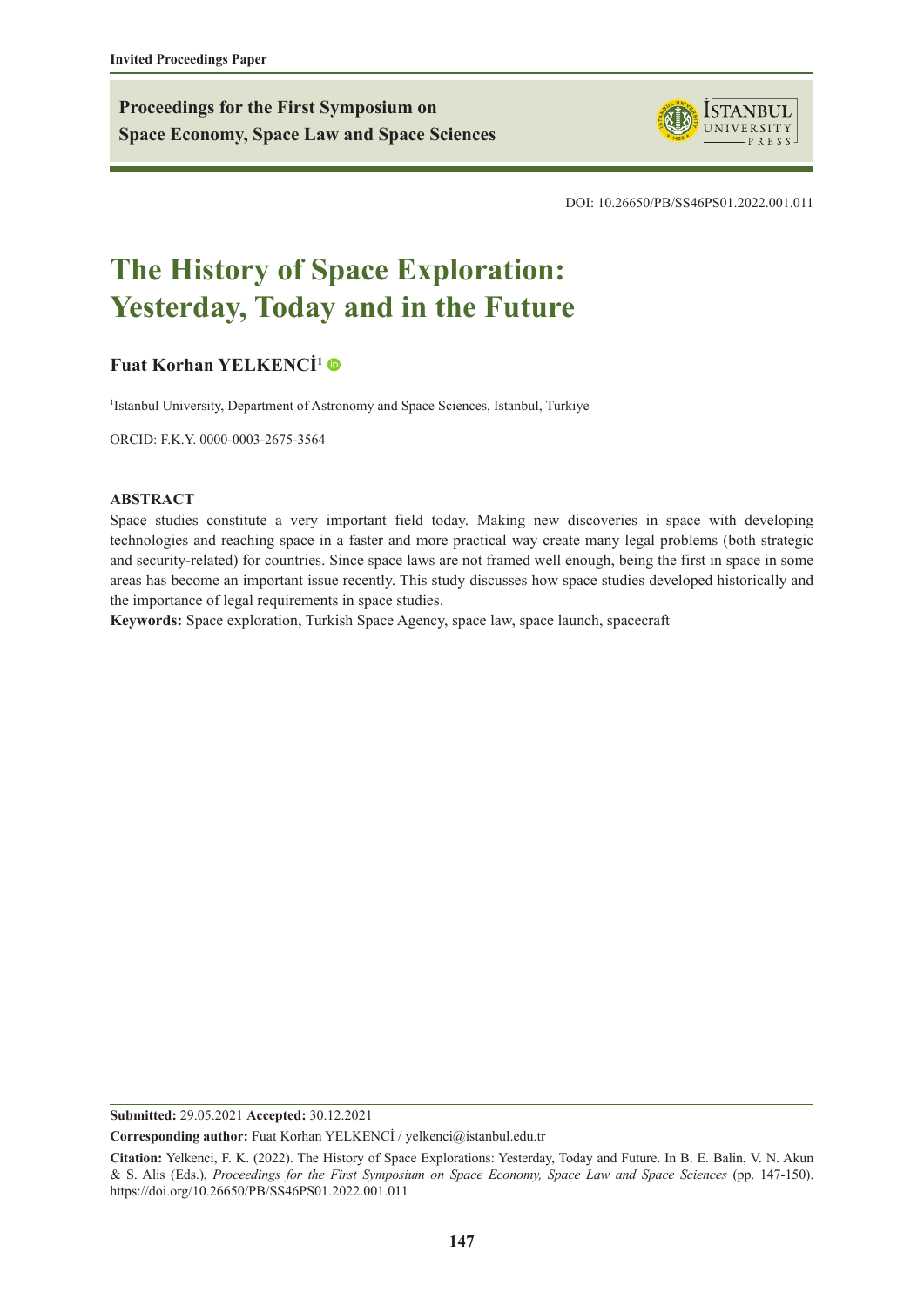Invited Proceedings Paper

**Proceedings for the First Symposium on Space Economy, Space Law and Space Sciences**

DOI: 10.26650/PB/SS46PS01.2022.001.011

# The History of Space Exploration: Yesterday, Today and in the Future

**Fuat Korhan YELKENCİ[1]**

[1]Istanbul University, Department of Astronomy and Space Sciences, Istanbul, Turkiye

ORCID: F.K.Y. 0000-0003-2675-3564

### ABSTRACT

Space studies constitute a very important field today. Making new discoveries in space with developing technologies and reaching space in a faster and more practical way create many legal problems (both strategic and security-related) for countries. Since space laws are not framed well enough, being the first in space in some areas has become an important issue recently. This study discusses how space studies developed historically and the importance of legal requirements in space studies.

**Keywords:** Space exploration, Turkish Space Agency, space law, space launch, spacecraft

**Submitted:** 29.05.2021 **Accepted:** 30.12.2021

**Corresponding author:** Fuat Korhan YELKENCİ / yelkenci@istanbul.edu.tr

**Citation:** Yelkenci, F. K. (2022). The History of Space Explorations: Yesterday, Today and Future. In B. E. Balin, V. N. Akun & S. Alis (Eds.), *Proceedings for the First Symposium on Space Economy, Space Law and Space Sciences* (pp. 147-150). https://doi.org/10.26650/PB/SS46PS01.2022.001.011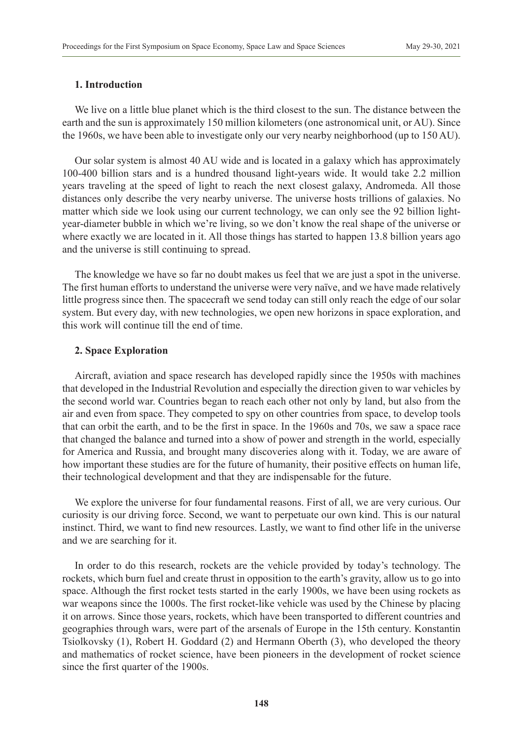## 1. Introduction

We live on a little blue planet which is the third closest to the sun. The distance between the earth and the sun is approximately 150 million kilometers (one astronomical unit, or AU). Since the 1960s, we have been able to investigate only our very nearby neighborhood (up to 150 AU).

Our solar system is almost 40 AU wide and is located in a galaxy which has approximately 100-400 billion stars and is a hundred thousand light-years wide. It would take 2.2 million years traveling at the speed of light to reach the next closest galaxy, Andromeda. All those distances only describe the very nearby universe. The universe hosts trillions of galaxies. No matter which side we look using our current technology, we can only see the 92 billion light-year-diameter bubble in which we're living, so we don't know the real shape of the universe or where exactly we are located in it. All those things has started to happen 13.8 billion years ago and the universe is still continuing to spread.

The knowledge we have so far no doubt makes us feel that we are just a spot in the universe. The first human efforts to understand the universe were very naïve, and we have made relatively little progress since then. The spacecraft we send today can still only reach the edge of our solar system. But every day, with new technologies, we open new horizons in space exploration, and this work will continue till the end of time.

## 2. Space Exploration

Aircraft, aviation and space research has developed rapidly since the 1950s with machines that developed in the Industrial Revolution and especially the direction given to war vehicles by the second world war. Countries began to reach each other not only by land, but also from the air and even from space. They competed to spy on other countries from space, to develop tools that can orbit the earth, and to be the first in space. In the 1960s and 70s, we saw a space race that changed the balance and turned into a show of power and strength in the world, especially for America and Russia, and brought many discoveries along with it. Today, we are aware of how important these studies are for the future of humanity, their positive effects on human life, their technological development and that they are indispensable for the future.

We explore the universe for four fundamental reasons. First of all, we are very curious. Our curiosity is our driving force. Second, we want to perpetuate our own kind. This is our natural instinct. Third, we want to find new resources. Lastly, we want to find other life in the universe and we are searching for it.

In order to do this research, rockets are the vehicle provided by today's technology. The rockets, which burn fuel and create thrust in opposition to the earth's gravity, allow us to go into space. Although the first rocket tests started in the early 1900s, we have been using rockets as war weapons since the 1000s. The first rocket-like vehicle was used by the Chinese by placing it on arrows. Since those years, rockets, which have been transported to different countries and geographies through wars, were part of the arsenals of Europe in the 15th century. Konstantin Tsiolkovsky (1), Robert H. Goddard (2) and Hermann Oberth (3), who developed the theory and mathematics of rocket science, have been pioneers in the development of rocket science since the first quarter of the 1900s.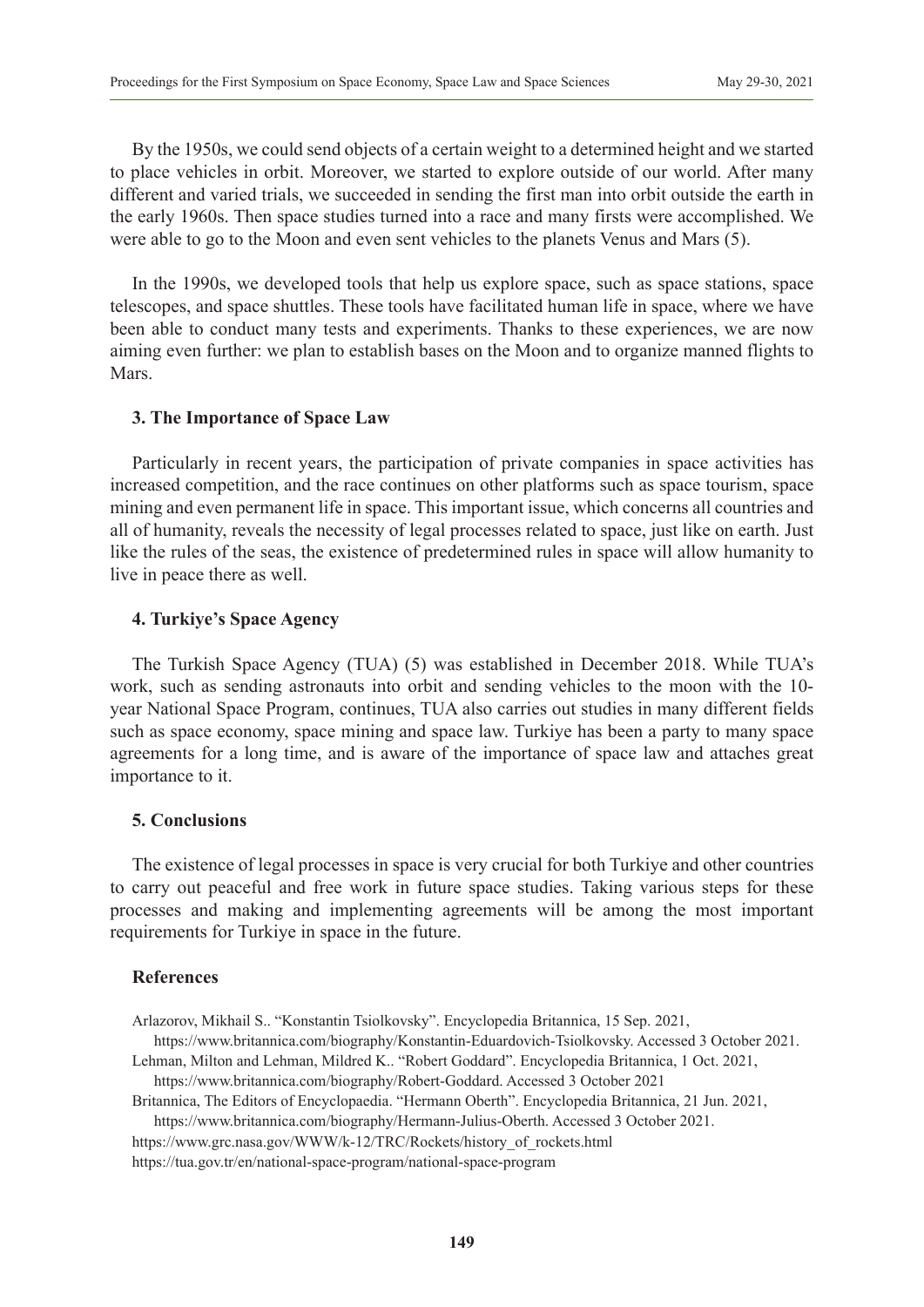By the 1950s, we could send objects of a certain weight to a determined height and we started to place vehicles in orbit. Moreover, we started to explore outside of our world. After many different and varied trials, we succeeded in sending the first man into orbit outside the earth in the early 1960s. Then space studies turned into a race and many firsts were accomplished. We were able to go to the Moon and even sent vehicles to the planets Venus and Mars (5).

In the 1990s, we developed tools that help us explore space, such as space stations, space telescopes, and space shuttles. These tools have facilitated human life in space, where we have been able to conduct many tests and experiments. Thanks to these experiences, we are now aiming even further: we plan to establish bases on the Moon and to organize manned flights to Mars.

### 3. The Importance of Space Law

Particularly in recent years, the participation of private companies in space activities has increased competition, and the race continues on other platforms such as space tourism, space mining and even permanent life in space. This important issue, which concerns all countries and all of humanity, reveals the necessity of legal processes related to space, just like on earth. Just like the rules of the seas, the existence of predetermined rules in space will allow humanity to live in peace there as well.

### 4. Turkiye's Space Agency

The Turkish Space Agency (TUA) (5) was established in December 2018. While TUA's work, such as sending astronauts into orbit and sending vehicles to the moon with the 10-year National Space Program, continues, TUA also carries out studies in many different fields such as space economy, space mining and space law. Turkiye has been a party to many space agreements for a long time, and is aware of the importance of space law and attaches great importance to it.

### 5. Conclusions

The existence of legal processes in space is very crucial for both Turkiye and other countries to carry out peaceful and free work in future space studies. Taking various steps for these processes and making and implementing agreements will be among the most important requirements for Turkiye in space in the future.

### References

Arlazorov, Mikhail S.. "Konstantin Tsiolkovsky". Encyclopedia Britannica, 15 Sep. 2021, https://www.britannica.com/biography/Konstantin-Eduardovich-Tsiolkovsky. Accessed 3 October 2021.

Lehman, Milton and Lehman, Mildred K.. "Robert Goddard". Encyclopedia Britannica, 1 Oct. 2021, https://www.britannica.com/biography/Robert-Goddard. Accessed 3 October 2021

Britannica, The Editors of Encyclopaedia. "Hermann Oberth". Encyclopedia Britannica, 21 Jun. 2021, https://www.britannica.com/biography/Hermann-Julius-Oberth. Accessed 3 October 2021.

https://www.grc.nasa.gov/WWW/k-12/TRC/Rockets/history_of_rockets.html

https://tua.gov.tr/en/national-space-program/national-space-program